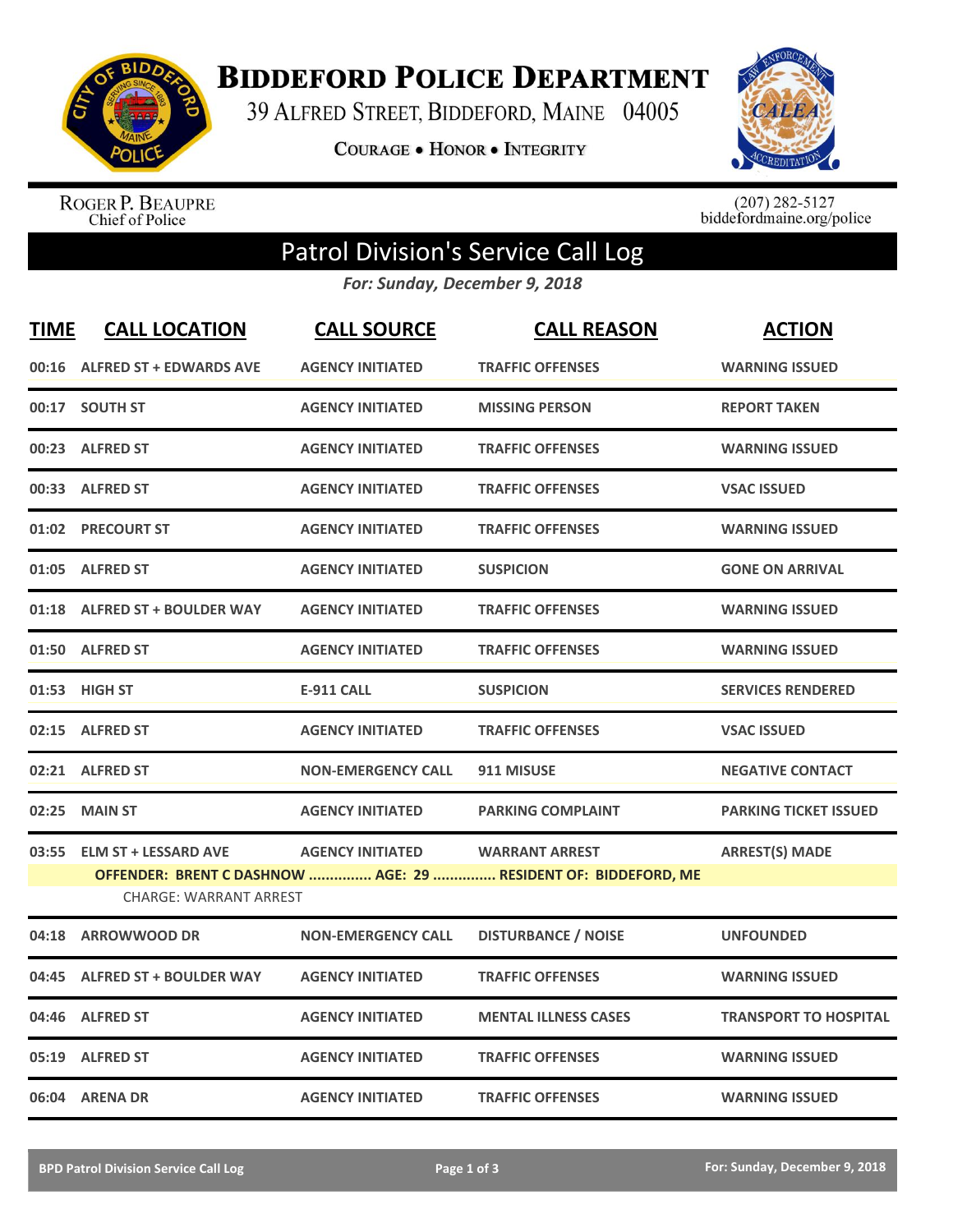# Biddeford Police Department

39 Alfred Street, Biddeford, Maine 04005

**Courage • Honor • Integrity**

Roger P. Beaupre
Chief of Police

(207) 282-5127
biddefordmaine.org/police

## Patrol Division's Service Call Log

*For: Sunday, December 9, 2018*

| TIME | CALL LOCATION | CALL SOURCE | CALL REASON | ACTION |
|---|---|---|---|---|
| 00:16 | ALFRED ST + EDWARDS AVE | AGENCY INITIATED | TRAFFIC OFFENSES | WARNING ISSUED |
| 00:17 | SOUTH ST | AGENCY INITIATED | MISSING PERSON | REPORT TAKEN |
| 00:23 | ALFRED ST | AGENCY INITIATED | TRAFFIC OFFENSES | WARNING ISSUED |
| 00:33 | ALFRED ST | AGENCY INITIATED | TRAFFIC OFFENSES | VSAC ISSUED |
| 01:02 | PRECOURT ST | AGENCY INITIATED | TRAFFIC OFFENSES | WARNING ISSUED |
| 01:05 | ALFRED ST | AGENCY INITIATED | SUSPICION | GONE ON ARRIVAL |
| 01:18 | ALFRED ST + BOULDER WAY | AGENCY INITIATED | TRAFFIC OFFENSES | WARNING ISSUED |
| 01:50 | ALFRED ST | AGENCY INITIATED | TRAFFIC OFFENSES | WARNING ISSUED |
| 01:53 | HIGH ST | E-911 CALL | SUSPICION | SERVICES RENDERED |
| 02:15 | ALFRED ST | AGENCY INITIATED | TRAFFIC OFFENSES | VSAC ISSUED |
| 02:21 | ALFRED ST | NON-EMERGENCY CALL | 911 MISUSE | NEGATIVE CONTACT |
| 02:25 | MAIN ST | AGENCY INITIATED | PARKING COMPLAINT | PARKING TICKET ISSUED |
| 03:55 | ELM ST + LESSARD AVE | AGENCY INITIATED | WARRANT ARREST | ARREST(S) MADE |
| | **OFFENDER: BRENT C DASHNOW ............... AGE: 29 ............... RESIDENT OF: BIDDEFORD, ME** | | | |
| | CHARGE: WARRANT ARREST | | | |
| 04:18 | ARROWWOOD DR | NON-EMERGENCY CALL | DISTURBANCE / NOISE | UNFOUNDED |
| 04:45 | ALFRED ST + BOULDER WAY | AGENCY INITIATED | TRAFFIC OFFENSES | WARNING ISSUED |
| 04:46 | ALFRED ST | AGENCY INITIATED | MENTAL ILLNESS CASES | TRANSPORT TO HOSPITAL |
| 05:19 | ALFRED ST | AGENCY INITIATED | TRAFFIC OFFENSES | WARNING ISSUED |
| 06:04 | ARENA DR | AGENCY INITIATED | TRAFFIC OFFENSES | WARNING ISSUED |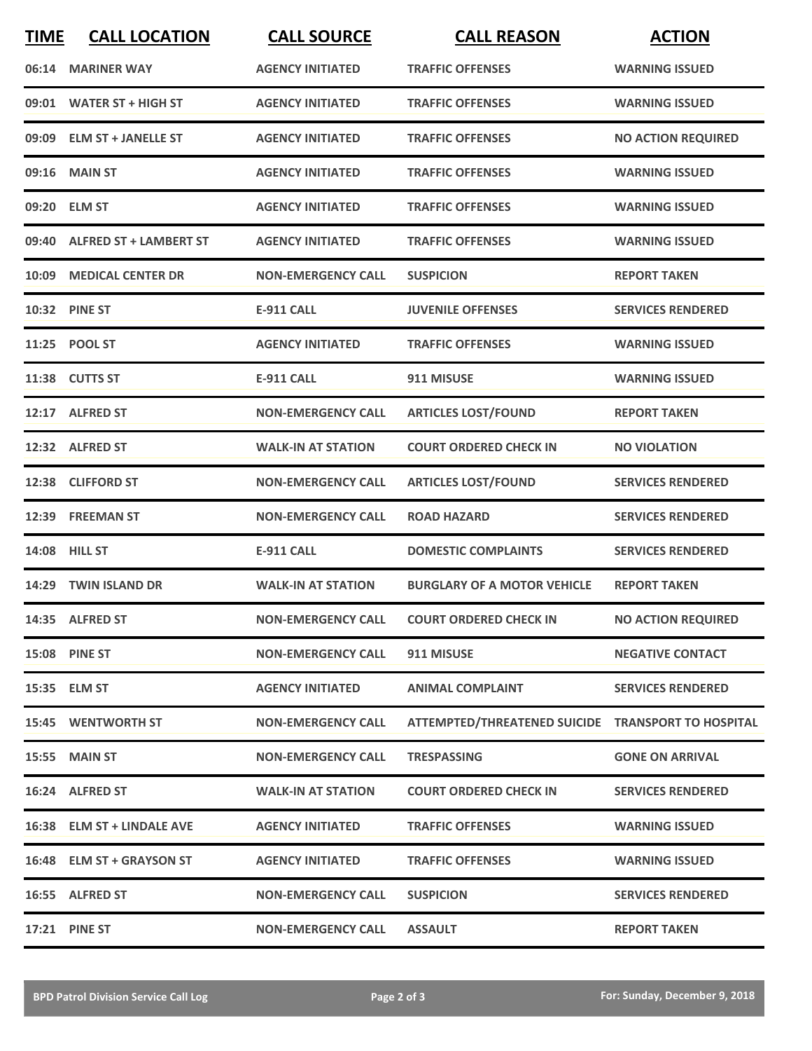| TIME | CALL LOCATION | CALL SOURCE | CALL REASON | ACTION |
|---|---|---|---|---|
| 06:14 | MARINER WAY | AGENCY INITIATED | TRAFFIC OFFENSES | WARNING ISSUED |
| 09:01 | WATER ST + HIGH ST | AGENCY INITIATED | TRAFFIC OFFENSES | WARNING ISSUED |
| 09:09 | ELM ST + JANELLE ST | AGENCY INITIATED | TRAFFIC OFFENSES | NO ACTION REQUIRED |
| 09:16 | MAIN ST | AGENCY INITIATED | TRAFFIC OFFENSES | WARNING ISSUED |
| 09:20 | ELM ST | AGENCY INITIATED | TRAFFIC OFFENSES | WARNING ISSUED |
| 09:40 | ALFRED ST + LAMBERT ST | AGENCY INITIATED | TRAFFIC OFFENSES | WARNING ISSUED |
| 10:09 | MEDICAL CENTER DR | NON-EMERGENCY CALL | SUSPICION | REPORT TAKEN |
| 10:32 | PINE ST | E-911 CALL | JUVENILE OFFENSES | SERVICES RENDERED |
| 11:25 | POOL ST | AGENCY INITIATED | TRAFFIC OFFENSES | WARNING ISSUED |
| 11:38 | CUTTS ST | E-911 CALL | 911 MISUSE | WARNING ISSUED |
| 12:17 | ALFRED ST | NON-EMERGENCY CALL | ARTICLES LOST/FOUND | REPORT TAKEN |
| 12:32 | ALFRED ST | WALK-IN AT STATION | COURT ORDERED CHECK IN | NO VIOLATION |
| 12:38 | CLIFFORD ST | NON-EMERGENCY CALL | ARTICLES LOST/FOUND | SERVICES RENDERED |
| 12:39 | FREEMAN ST | NON-EMERGENCY CALL | ROAD HAZARD | SERVICES RENDERED |
| 14:08 | HILL ST | E-911 CALL | DOMESTIC COMPLAINTS | SERVICES RENDERED |
| 14:29 | TWIN ISLAND DR | WALK-IN AT STATION | BURGLARY OF A MOTOR VEHICLE | REPORT TAKEN |
| 14:35 | ALFRED ST | NON-EMERGENCY CALL | COURT ORDERED CHECK IN | NO ACTION REQUIRED |
| 15:08 | PINE ST | NON-EMERGENCY CALL | 911 MISUSE | NEGATIVE CONTACT |
| 15:35 | ELM ST | AGENCY INITIATED | ANIMAL COMPLAINT | SERVICES RENDERED |
| 15:45 | WENTWORTH ST | NON-EMERGENCY CALL | ATTEMPTED/THREATENED SUICIDE | TRANSPORT TO HOSPITAL |
| 15:55 | MAIN ST | NON-EMERGENCY CALL | TRESPASSING | GONE ON ARRIVAL |
| 16:24 | ALFRED ST | WALK-IN AT STATION | COURT ORDERED CHECK IN | SERVICES RENDERED |
| 16:38 | ELM ST + LINDALE AVE | AGENCY INITIATED | TRAFFIC OFFENSES | WARNING ISSUED |
| 16:48 | ELM ST + GRAYSON ST | AGENCY INITIATED | TRAFFIC OFFENSES | WARNING ISSUED |
| 16:55 | ALFRED ST | NON-EMERGENCY CALL | SUSPICION | SERVICES RENDERED |
| 17:21 | PINE ST | NON-EMERGENCY CALL | ASSAULT | REPORT TAKEN |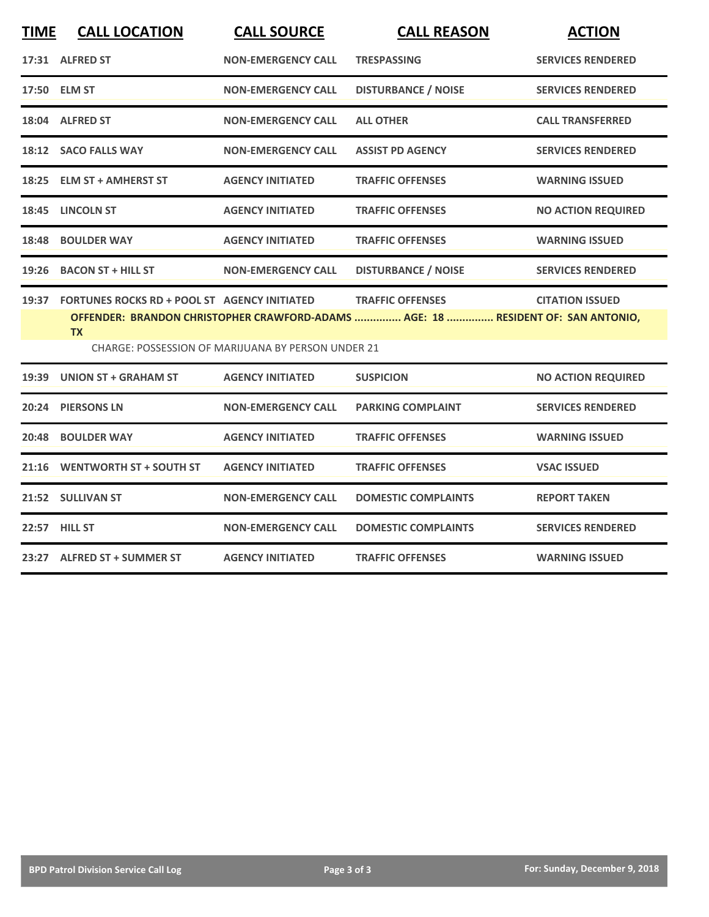| TIME | CALL LOCATION | CALL SOURCE | CALL REASON | ACTION |
|---|---|---|---|---|
| 17:31 | ALFRED ST | NON-EMERGENCY CALL | TRESPASSING | SERVICES RENDERED |
| 17:50 | ELM ST | NON-EMERGENCY CALL | DISTURBANCE / NOISE | SERVICES RENDERED |
| 18:04 | ALFRED ST | NON-EMERGENCY CALL | ALL OTHER | CALL TRANSFERRED |
| 18:12 | SACO FALLS WAY | NON-EMERGENCY CALL | ASSIST PD AGENCY | SERVICES RENDERED |
| 18:25 | ELM ST + AMHERST ST | AGENCY INITIATED | TRAFFIC OFFENSES | WARNING ISSUED |
| 18:45 | LINCOLN ST | AGENCY INITIATED | TRAFFIC OFFENSES | NO ACTION REQUIRED |
| 18:48 | BOULDER WAY | AGENCY INITIATED | TRAFFIC OFFENSES | WARNING ISSUED |
| 19:26 | BACON ST + HILL ST | NON-EMERGENCY CALL | DISTURBANCE / NOISE | SERVICES RENDERED |
| 19:37 | FORTUNES ROCKS RD + POOL ST | AGENCY INITIATED | TRAFFIC OFFENSES | CITATION ISSUED |

**OFFENDER: BRANDON CHRISTOPHER CRAWFORD-ADAMS ............... AGE: 18 ............... RESIDENT OF: SAN ANTONIO, TX**

CHARGE: POSSESSION OF MARIJUANA BY PERSON UNDER 21

| TIME | CALL LOCATION | CALL SOURCE | CALL REASON | ACTION |
|---|---|---|---|---|
| 19:39 | UNION ST + GRAHAM ST | AGENCY INITIATED | SUSPICION | NO ACTION REQUIRED |
| 20:24 | PIERSONS LN | NON-EMERGENCY CALL | PARKING COMPLAINT | SERVICES RENDERED |
| 20:48 | BOULDER WAY | AGENCY INITIATED | TRAFFIC OFFENSES | WARNING ISSUED |
| 21:16 | WENTWORTH ST + SOUTH ST | AGENCY INITIATED | TRAFFIC OFFENSES | VSAC ISSUED |
| 21:52 | SULLIVAN ST | NON-EMERGENCY CALL | DOMESTIC COMPLAINTS | REPORT TAKEN |
| 22:57 | HILL ST | NON-EMERGENCY CALL | DOMESTIC COMPLAINTS | SERVICES RENDERED |
| 23:27 | ALFRED ST + SUMMER ST | AGENCY INITIATED | TRAFFIC OFFENSES | WARNING ISSUED |